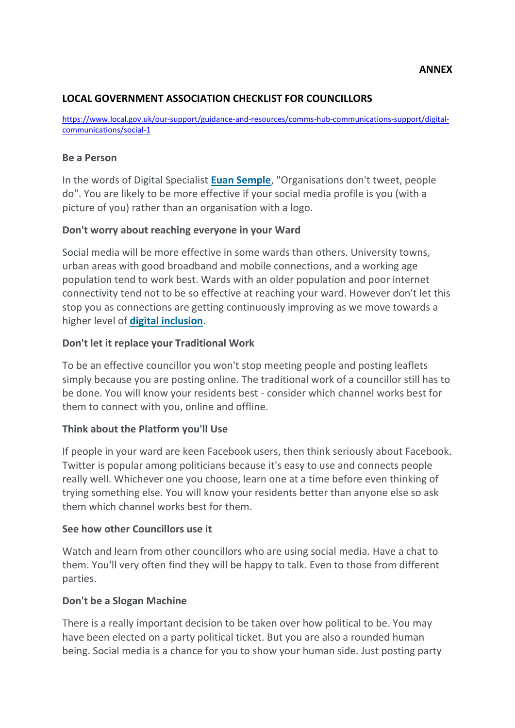**ANNEX**

## LOCAL GOVERNMENT ASSOCIATION CHECKLIST FOR COUNCILLORS

https://www.local.gov.uk/our-support/guidance-and-resources/comms-hub-communications-support/digital-communications/social-1

### Be a Person

In the words of Digital Specialist **Euan Semple**, "Organisations don't tweet, people do". You are likely to be more effective if your social media profile is you (with a picture of you) rather than an organisation with a logo.

### Don't worry about reaching everyone in your Ward

Social media will be more effective in some wards than others. University towns, urban areas with good broadband and mobile connections, and a working age population tend to work best. Wards with an older population and poor internet connectivity tend not to be so effective at reaching your ward. However don't let this stop you as connections are getting continuously improving as we move towards a higher level of **digital inclusion**.

### Don't let it replace your Traditional Work

To be an effective councillor you won't stop meeting people and posting leaflets simply because you are posting online. The traditional work of a councillor still has to be done. You will know your residents best - consider which channel works best for them to connect with you, online and offline.

### Think about the Platform you'll Use

If people in your ward are keen Facebook users, then think seriously about Facebook. Twitter is popular among politicians because it's easy to use and connects people really well. Whichever one you choose, learn one at a time before even thinking of trying something else. You will know your residents better than anyone else so ask them which channel works best for them.

### See how other Councillors use it

Watch and learn from other councillors who are using social media. Have a chat to them. You'll very often find they will be happy to talk. Even to those from different parties.

### Don't be a Slogan Machine

There is a really important decision to be taken over how political to be. You may have been elected on a party political ticket. But you are also a rounded human being. Social media is a chance for you to show your human side. Just posting party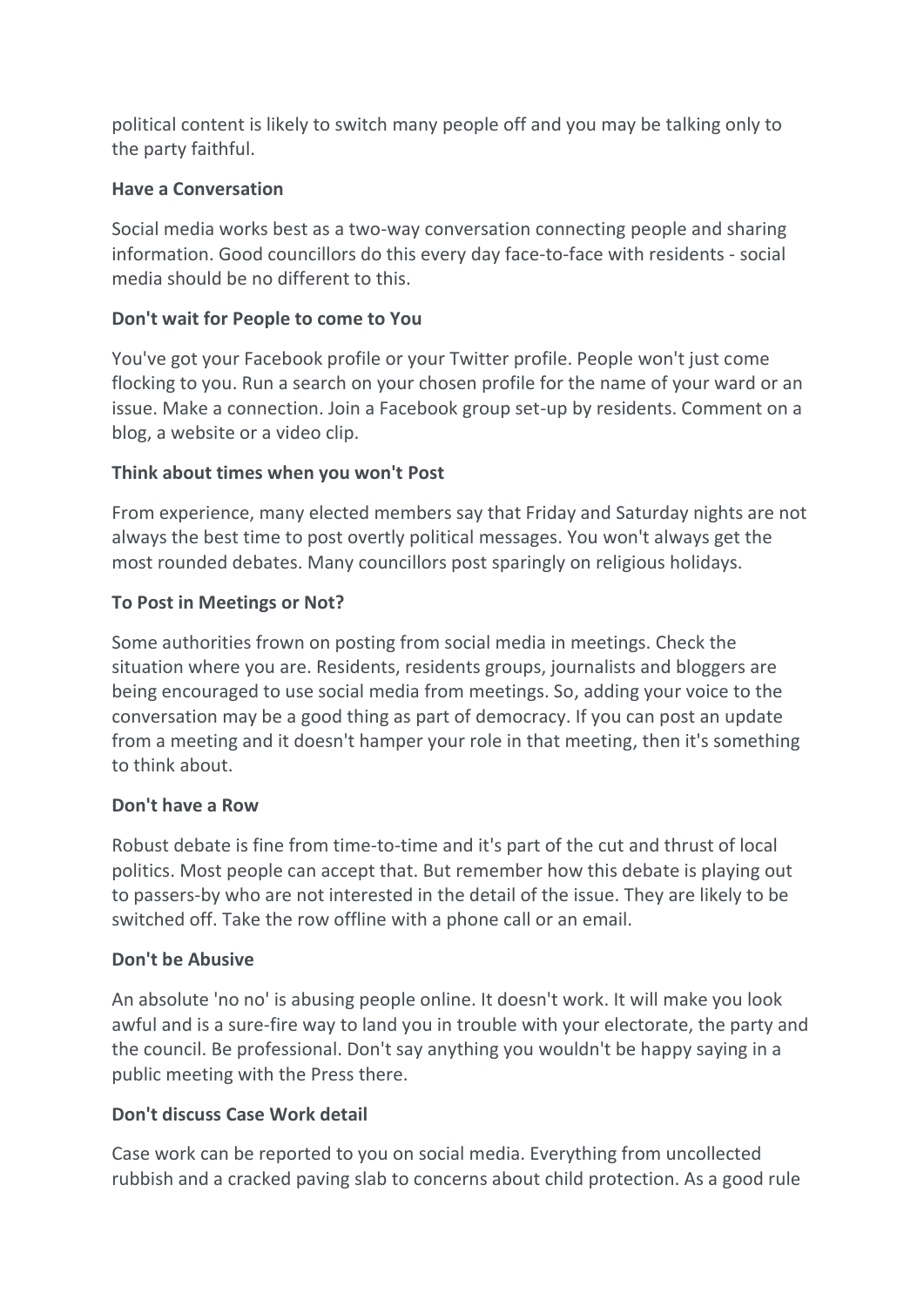political content is likely to switch many people off and you may be talking only to the party faithful.

**Have a Conversation**

Social media works best as a two-way conversation connecting people and sharing information. Good councillors do this every day face-to-face with residents - social media should be no different to this.

**Don't wait for People to come to You**

You've got your Facebook profile or your Twitter profile. People won't just come flocking to you. Run a search on your chosen profile for the name of your ward or an issue. Make a connection. Join a Facebook group set-up by residents. Comment on a blog, a website or a video clip.

**Think about times when you won't Post**

From experience, many elected members say that Friday and Saturday nights are not always the best time to post overtly political messages. You won't always get the most rounded debates. Many councillors post sparingly on religious holidays.

**To Post in Meetings or Not?**

Some authorities frown on posting from social media in meetings. Check the situation where you are. Residents, residents groups, journalists and bloggers are being encouraged to use social media from meetings. So, adding your voice to the conversation may be a good thing as part of democracy. If you can post an update from a meeting and it doesn't hamper your role in that meeting, then it's something to think about.

**Don't have a Row**

Robust debate is fine from time-to-time and it's part of the cut and thrust of local politics. Most people can accept that. But remember how this debate is playing out to passers-by who are not interested in the detail of the issue. They are likely to be switched off. Take the row offline with a phone call or an email.

**Don't be Abusive**

An absolute 'no no' is abusing people online. It doesn't work. It will make you look awful and is a sure-fire way to land you in trouble with your electorate, the party and the council. Be professional. Don't say anything you wouldn't be happy saying in a public meeting with the Press there.

**Don't discuss Case Work detail**

Case work can be reported to you on social media. Everything from uncollected rubbish and a cracked paving slab to concerns about child protection. As a good rule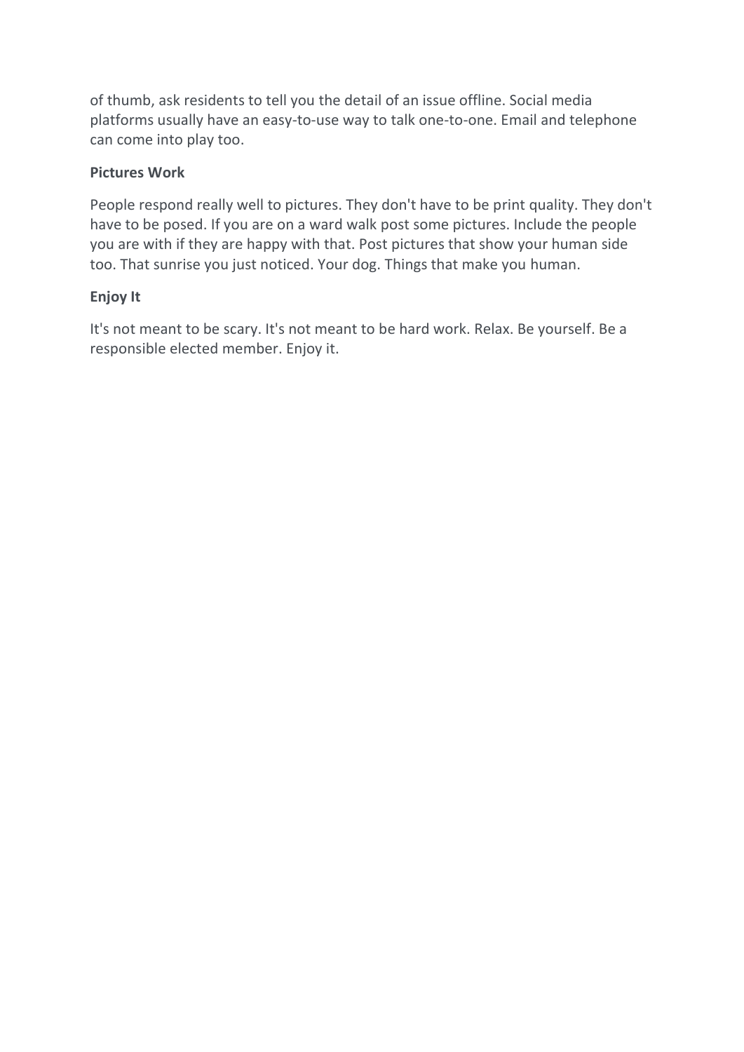of thumb, ask residents to tell you the detail of an issue offline. Social media platforms usually have an easy-to-use way to talk one-to-one. Email and telephone can come into play too.

**Pictures Work**

People respond really well to pictures. They don't have to be print quality. They don't have to be posed. If you are on a ward walk post some pictures. Include the people you are with if they are happy with that. Post pictures that show your human side too. That sunrise you just noticed. Your dog. Things that make you human.

**Enjoy It**

It's not meant to be scary. It's not meant to be hard work. Relax. Be yourself. Be a responsible elected member. Enjoy it.